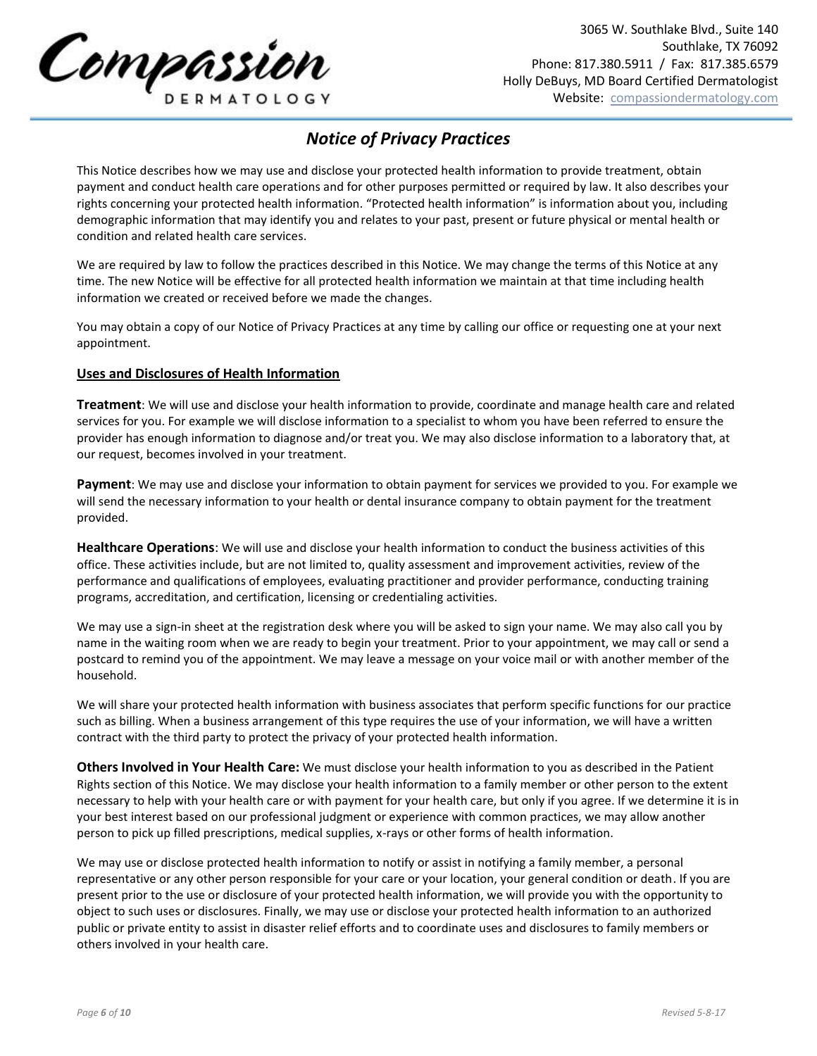**Compassion DERMATOLOGY**

3065 W. Southlake Blvd., Suite 140
Southlake, TX 76092
Phone: 817.380.5911 / Fax: 817.385.6579
Holly DeBuys, MD Board Certified Dermatologist
Website: compassiondermatology.com

# *Notice of Privacy Practices*

This Notice describes how we may use and disclose your protected health information to provide treatment, obtain payment and conduct health care operations and for other purposes permitted or required by law. It also describes your rights concerning your protected health information. "Protected health information" is information about you, including demographic information that may identify you and relates to your past, present or future physical or mental health or condition and related health care services.

We are required by law to follow the practices described in this Notice. We may change the terms of this Notice at any time. The new Notice will be effective for all protected health information we maintain at that time including health information we created or received before we made the changes.

You may obtain a copy of our Notice of Privacy Practices at any time by calling our office or requesting one at your next appointment.

## Uses and Disclosures of Health Information

**Treatment**: We will use and disclose your health information to provide, coordinate and manage health care and related services for you. For example we will disclose information to a specialist to whom you have been referred to ensure the provider has enough information to diagnose and/or treat you. We may also disclose information to a laboratory that, at our request, becomes involved in your treatment.

**Payment**: We may use and disclose your information to obtain payment for services we provided to you. For example we will send the necessary information to your health or dental insurance company to obtain payment for the treatment provided.

**Healthcare Operations**: We will use and disclose your health information to conduct the business activities of this office. These activities include, but are not limited to, quality assessment and improvement activities, review of the performance and qualifications of employees, evaluating practitioner and provider performance, conducting training programs, accreditation, and certification, licensing or credentialing activities.

We may use a sign-in sheet at the registration desk where you will be asked to sign your name. We may also call you by name in the waiting room when we are ready to begin your treatment. Prior to your appointment, we may call or send a postcard to remind you of the appointment. We may leave a message on your voice mail or with another member of the household.

We will share your protected health information with business associates that perform specific functions for our practice such as billing. When a business arrangement of this type requires the use of your information, we will have a written contract with the third party to protect the privacy of your protected health information.

**Others Involved in Your Health Care:** We must disclose your health information to you as described in the Patient Rights section of this Notice. We may disclose your health information to a family member or other person to the extent necessary to help with your health care or with payment for your health care, but only if you agree. If we determine it is in your best interest based on our professional judgment or experience with common practices, we may allow another person to pick up filled prescriptions, medical supplies, x-rays or other forms of health information.

We may use or disclose protected health information to notify or assist in notifying a family member, a personal representative or any other person responsible for your care or your location, your general condition or death. If you are present prior to the use or disclosure of your protected health information, we will provide you with the opportunity to object to such uses or disclosures. Finally, we may use or disclose your protected health information to an authorized public or private entity to assist in disaster relief efforts and to coordinate uses and disclosures to family members or others involved in your health care.

*Revised 5-8-17*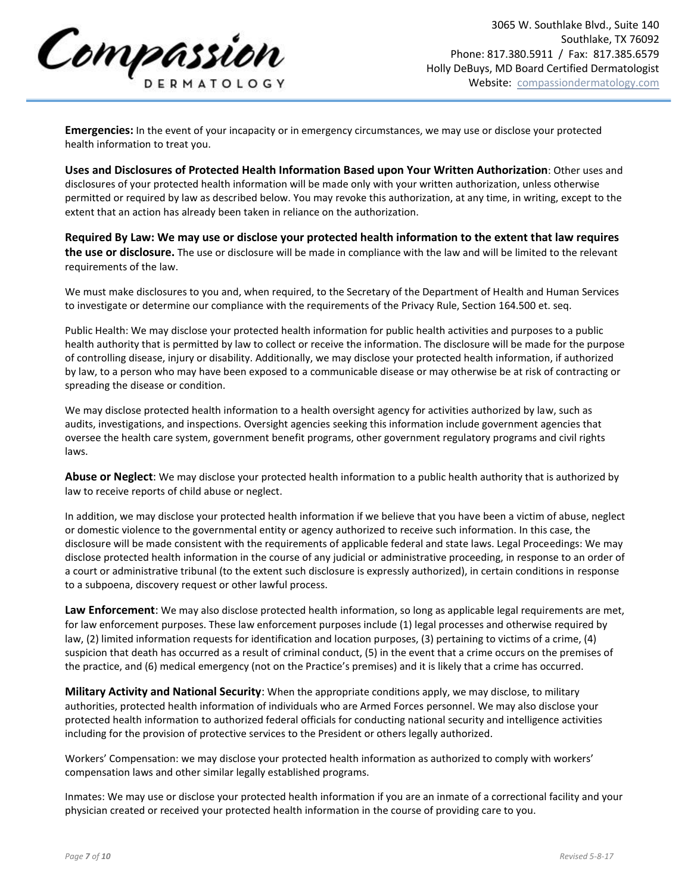**Emergencies:** In the event of your incapacity or in emergency circumstances, we may use or disclose your protected health information to treat you.

**Uses and Disclosures of Protected Health Information Based upon Your Written Authorization**: Other uses and disclosures of your protected health information will be made only with your written authorization, unless otherwise permitted or required by law as described below. You may revoke this authorization, at any time, in writing, except to the extent that an action has already been taken in reliance on the authorization.

**Required By Law: We may use or disclose your protected health information to the extent that law requires the use or disclosure.** The use or disclosure will be made in compliance with the law and will be limited to the relevant requirements of the law.

We must make disclosures to you and, when required, to the Secretary of the Department of Health and Human Services to investigate or determine our compliance with the requirements of the Privacy Rule, Section 164.500 et. seq.

Public Health: We may disclose your protected health information for public health activities and purposes to a public health authority that is permitted by law to collect or receive the information. The disclosure will be made for the purpose of controlling disease, injury or disability. Additionally, we may disclose your protected health information, if authorized by law, to a person who may have been exposed to a communicable disease or may otherwise be at risk of contracting or spreading the disease or condition.

We may disclose protected health information to a health oversight agency for activities authorized by law, such as audits, investigations, and inspections. Oversight agencies seeking this information include government agencies that oversee the health care system, government benefit programs, other government regulatory programs and civil rights laws.

**Abuse or Neglect**: We may disclose your protected health information to a public health authority that is authorized by law to receive reports of child abuse or neglect.

In addition, we may disclose your protected health information if we believe that you have been a victim of abuse, neglect or domestic violence to the governmental entity or agency authorized to receive such information. In this case, the disclosure will be made consistent with the requirements of applicable federal and state laws. Legal Proceedings: We may disclose protected health information in the course of any judicial or administrative proceeding, in response to an order of a court or administrative tribunal (to the extent such disclosure is expressly authorized), in certain conditions in response to a subpoena, discovery request or other lawful process.

**Law Enforcement**: We may also disclose protected health information, so long as applicable legal requirements are met, for law enforcement purposes. These law enforcement purposes include (1) legal processes and otherwise required by law, (2) limited information requests for identification and location purposes, (3) pertaining to victims of a crime, (4) suspicion that death has occurred as a result of criminal conduct, (5) in the event that a crime occurs on the premises of the practice, and (6) medical emergency (not on the Practice's premises) and it is likely that a crime has occurred.

**Military Activity and National Security**: When the appropriate conditions apply, we may disclose, to military authorities, protected health information of individuals who are Armed Forces personnel. We may also disclose your protected health information to authorized federal officials for conducting national security and intelligence activities including for the provision of protective services to the President or others legally authorized.

Workers' Compensation: we may disclose your protected health information as authorized to comply with workers' compensation laws and other similar legally established programs.

Inmates: We may use or disclose your protected health information if you are an inmate of a correctional facility and your physician created or received your protected health information in the course of providing care to you.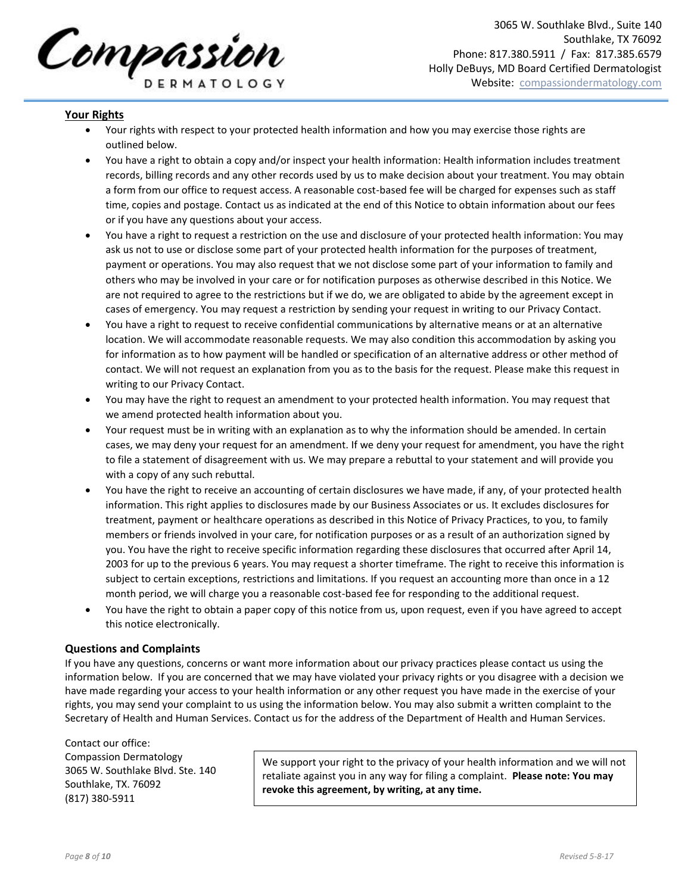## Your Rights

- Your rights with respect to your protected health information and how you may exercise those rights are outlined below.
- You have a right to obtain a copy and/or inspect your health information: Health information includes treatment records, billing records and any other records used by us to make decision about your treatment. You may obtain a form from our office to request access. A reasonable cost-based fee will be charged for expenses such as staff time, copies and postage. Contact us as indicated at the end of this Notice to obtain information about our fees or if you have any questions about your access.
- You have a right to request a restriction on the use and disclosure of your protected health information: You may ask us not to use or disclose some part of your protected health information for the purposes of treatment, payment or operations. You may also request that we not disclose some part of your information to family and others who may be involved in your care or for notification purposes as otherwise described in this Notice. We are not required to agree to the restrictions but if we do, we are obligated to abide by the agreement except in cases of emergency. You may request a restriction by sending your request in writing to our Privacy Contact.
- You have a right to request to receive confidential communications by alternative means or at an alternative location. We will accommodate reasonable requests. We may also condition this accommodation by asking you for information as to how payment will be handled or specification of an alternative address or other method of contact. We will not request an explanation from you as to the basis for the request. Please make this request in writing to our Privacy Contact.
- You may have the right to request an amendment to your protected health information. You may request that we amend protected health information about you.
- Your request must be in writing with an explanation as to why the information should be amended. In certain cases, we may deny your request for an amendment. If we deny your request for amendment, you have the right to file a statement of disagreement with us. We may prepare a rebuttal to your statement and will provide you with a copy of any such rebuttal.
- You have the right to receive an accounting of certain disclosures we have made, if any, of your protected health information. This right applies to disclosures made by our Business Associates or us. It excludes disclosures for treatment, payment or healthcare operations as described in this Notice of Privacy Practices, to you, to family members or friends involved in your care, for notification purposes or as a result of an authorization signed by you. You have the right to receive specific information regarding these disclosures that occurred after April 14, 2003 for up to the previous 6 years. You may request a shorter timeframe. The right to receive this information is subject to certain exceptions, restrictions and limitations. If you request an accounting more than once in a 12 month period, we will charge you a reasonable cost-based fee for responding to the additional request.
- You have the right to obtain a paper copy of this notice from us, upon request, even if you have agreed to accept this notice electronically.

## Questions and Complaints

If you have any questions, concerns or want more information about our privacy practices please contact us using the information below. If you are concerned that we may have violated your privacy rights or you disagree with a decision we have made regarding your access to your health information or any other request you have made in the exercise of your rights, you may send your complaint to us using the information below. You may also submit a written complaint to the Secretary of Health and Human Services. Contact us for the address of the Department of Health and Human Services.

Contact our office:
Compassion Dermatology
3065 W. Southlake Blvd. Ste. 140
Southlake, TX. 76092
(817) 380-5911

We support your right to the privacy of your health information and we will not retaliate against you in any way for filing a complaint. **Please note: You may revoke this agreement, by writing, at any time.**